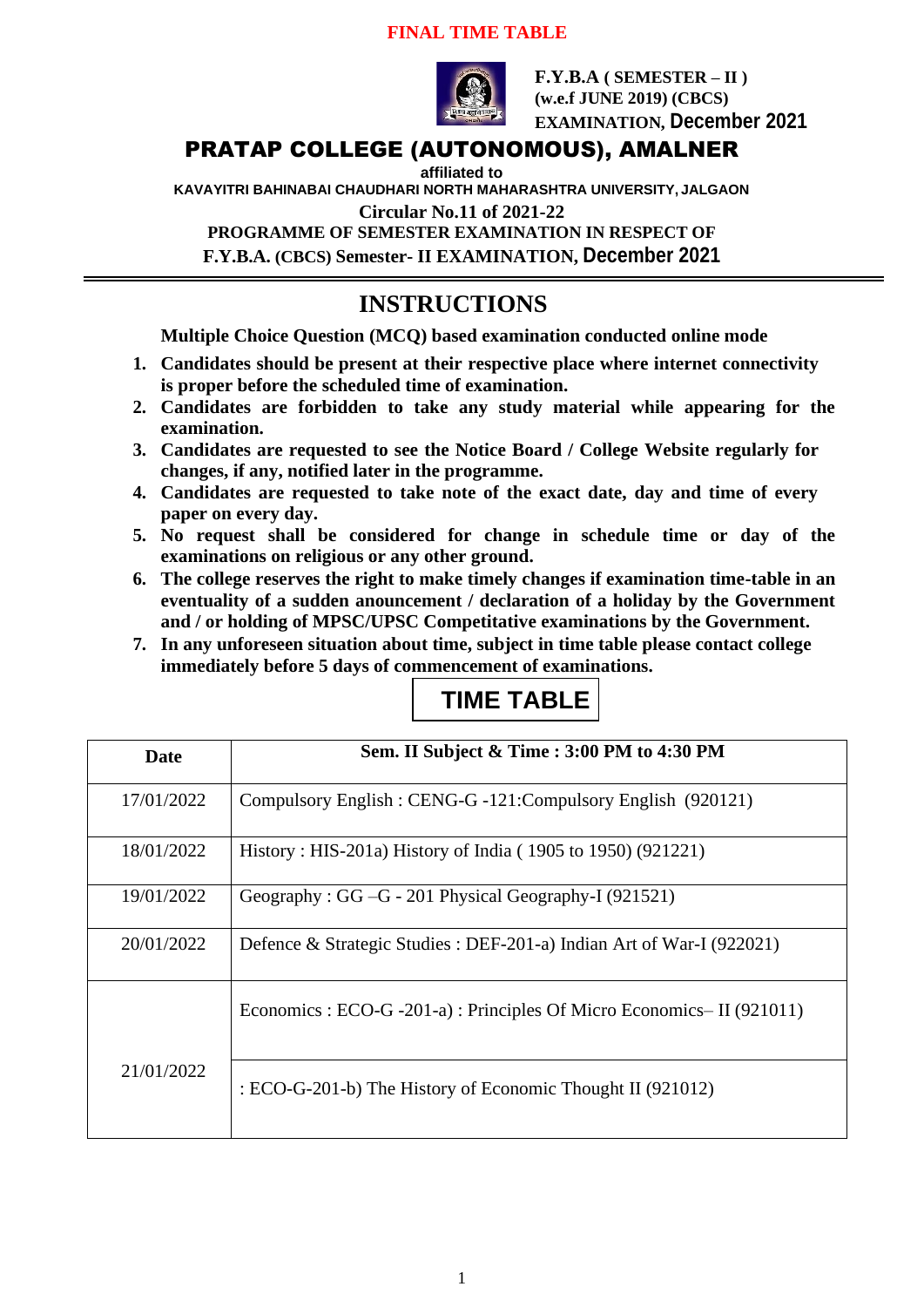**FINAL TIME TABLE**

**F.Y.B.A ( SEMESTER – II )**
**(w.e.f JUNE 2019) (CBCS)**
**EXAMINATION, December 2021**

# PRATAP COLLEGE (AUTONOMOUS), AMALNER

**affiliated to**

**KAVAYITRI BAHINABAI CHAUDHARI NORTH MAHARASHTRA UNIVERSITY, JALGAON**

**Circular No.11 of 2021-22**

**PROGRAMME OF SEMESTER EXAMINATION IN RESPECT OF**

**F.Y.B.A. (CBCS) Semester- II EXAMINATION, December 2021**

## INSTRUCTIONS

**Multiple Choice Question (MCQ) based examination conducted online mode**

1. **Candidates should be present at their respective place where internet connectivity is proper before the scheduled time of examination.**
2. **Candidates are forbidden to take any study material while appearing for the examination.**
3. **Candidates are requested to see the Notice Board / College Website regularly for changes, if any, notified later in the programme.**
4. **Candidates are requested to take note of the exact date, day and time of every paper on every day.**
5. **No request shall be considered for change in schedule time or day of the examinations on religious or any other ground.**
6. **The college reserves the right to make timely changes if examination time-table in an eventuality of a sudden anouncement / declaration of a holiday by the Government and / or holding of MPSC/UPSC Competitative examinations by the Government.**
7. **In any unforeseen situation about time, subject in time table please contact college immediately before 5 days of commencement of examinations.**

## TIME TABLE

| Date | Sem. II Subject & Time : 3:00 PM to 4:30 PM |
|---|---|
| 17/01/2022 | Compulsory English : CENG-G -121:Compulsory English (920121) |
| 18/01/2022 | History : HIS-201a) History of India ( 1905 to 1950) (921221) |
| 19/01/2022 | Geography : GG –G - 201 Physical Geography-I (921521) |
| 20/01/2022 | Defence & Strategic Studies : DEF-201-a) Indian Art of War-I (922021) |
| 21/01/2022 | Economics : ECO-G -201-a) : Principles Of Micro Economics– II (921011) |
| | : ECO-G-201-b) The History of Economic Thought II (921012) |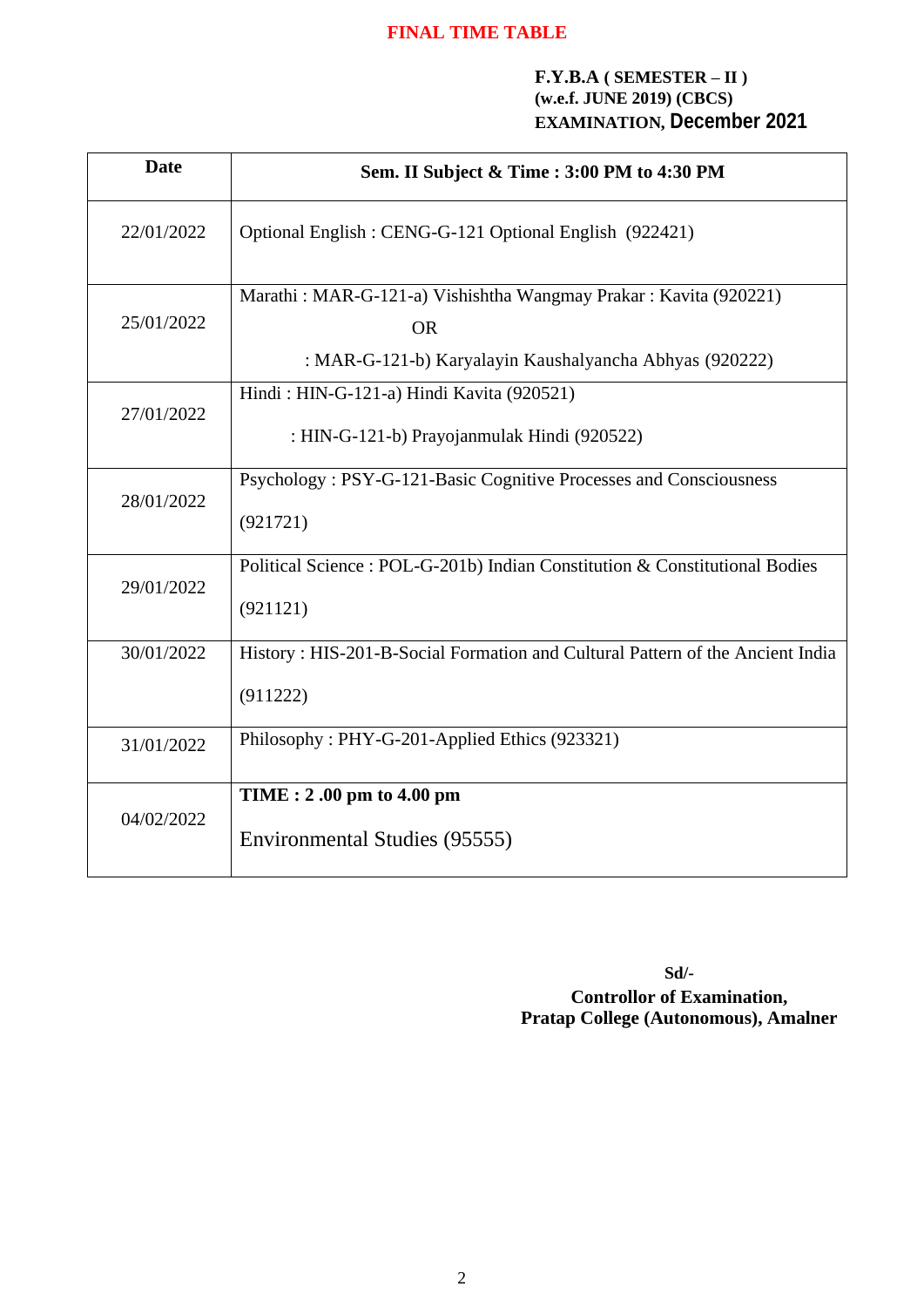**FINAL TIME TABLE**

**F.Y.B.A ( SEMESTER – II )**
**(w.e.f. JUNE 2019) (CBCS)**
**EXAMINATION, December 2021**

| Date | Sem. II Subject & Time : 3:00 PM to 4:30 PM |
|---|---|
| 22/01/2022 | Optional English : CENG-G-121 Optional English (922421) |
| 25/01/2022 | Marathi : MAR-G-121-a) Vishishtha Wangmay Prakar : Kavita (920221)<br>OR<br>: MAR-G-121-b) Karyalayin Kaushalyancha Abhyas (920222) |
| 27/01/2022 | Hindi : HIN-G-121-a) Hindi Kavita (920521)<br>: HIN-G-121-b) Prayojanmulak Hindi (920522) |
| 28/01/2022 | Psychology : PSY-G-121-Basic Cognitive Processes and Consciousness (921721) |
| 29/01/2022 | Political Science : POL-G-201b) Indian Constitution & Constitutional Bodies (921121) |
| 30/01/2022 | History : HIS-201-B-Social Formation and Cultural Pattern of the Ancient India (911222) |
| 31/01/2022 | Philosophy : PHY-G-201-Applied Ethics (923321) |
| 04/02/2022 | **TIME : 2 .00 pm to 4.00 pm**<br>Environmental Studies (95555) |

**Sd/-**
**Controllor of Examination,**
**Pratap College (Autonomous), Amalner**